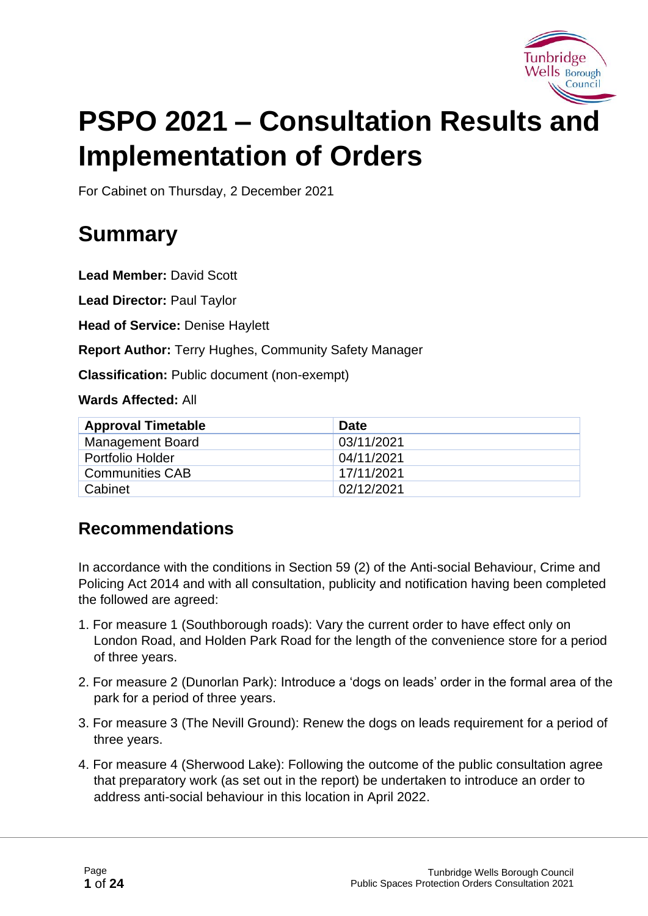# PSPO 2021 – Consultation Results and Implementation of Orders

For Cabinet on Thursday, 2 December 2021

## Summary

**Lead Member:** David Scott

**Lead Director:** Paul Taylor

**Head of Service:** Denise Haylett

**Report Author:** Terry Hughes, Community Safety Manager

**Classification:** Public document (non-exempt)

**Wards Affected:** All

| Approval Timetable | Date |
| --- | --- |
| Management Board | 03/11/2021 |
| Portfolio Holder | 04/11/2021 |
| Communities CAB | 17/11/2021 |
| Cabinet | 02/12/2021 |

### Recommendations

In accordance with the conditions in Section 59 (2) of the Anti-social Behaviour, Crime and Policing Act 2014 and with all consultation, publicity and notification having been completed the followed are agreed:

1. For measure 1 (Southborough roads): Vary the current order to have effect only on London Road, and Holden Park Road for the length of the convenience store for a period of three years.
2. For measure 2 (Dunorlan Park): Introduce a 'dogs on leads' order in the formal area of the park for a period of three years.
3. For measure 3 (The Nevill Ground): Renew the dogs on leads requirement for a period of three years.
4. For measure 4 (Sherwood Lake): Following the outcome of the public consultation agree that preparatory work (as set out in the report) be undertaken to introduce an order to address anti-social behaviour in this location in April 2022.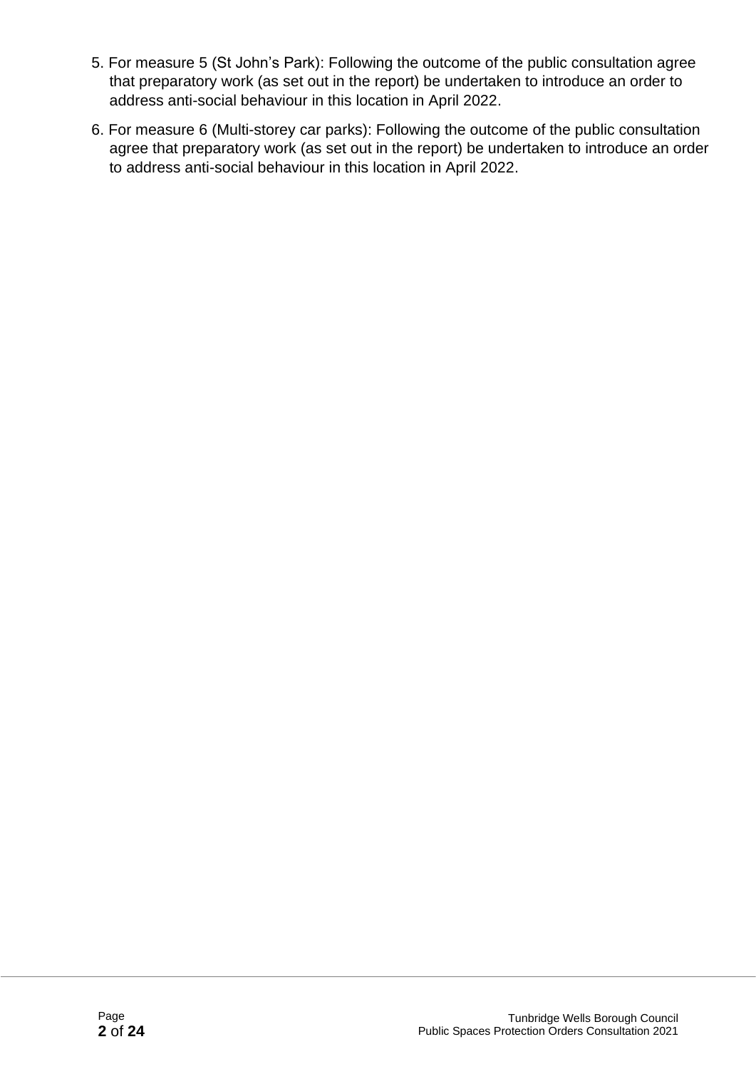5. For measure 5 (St John’s Park): Following the outcome of the public consultation agree that preparatory work (as set out in the report) be undertaken to introduce an order to address anti-social behaviour in this location in April 2022.
6. For measure 6 (Multi-storey car parks): Following the outcome of the public consultation agree that preparatory work (as set out in the report) be undertaken to introduce an order to address anti-social behaviour in this location in April 2022.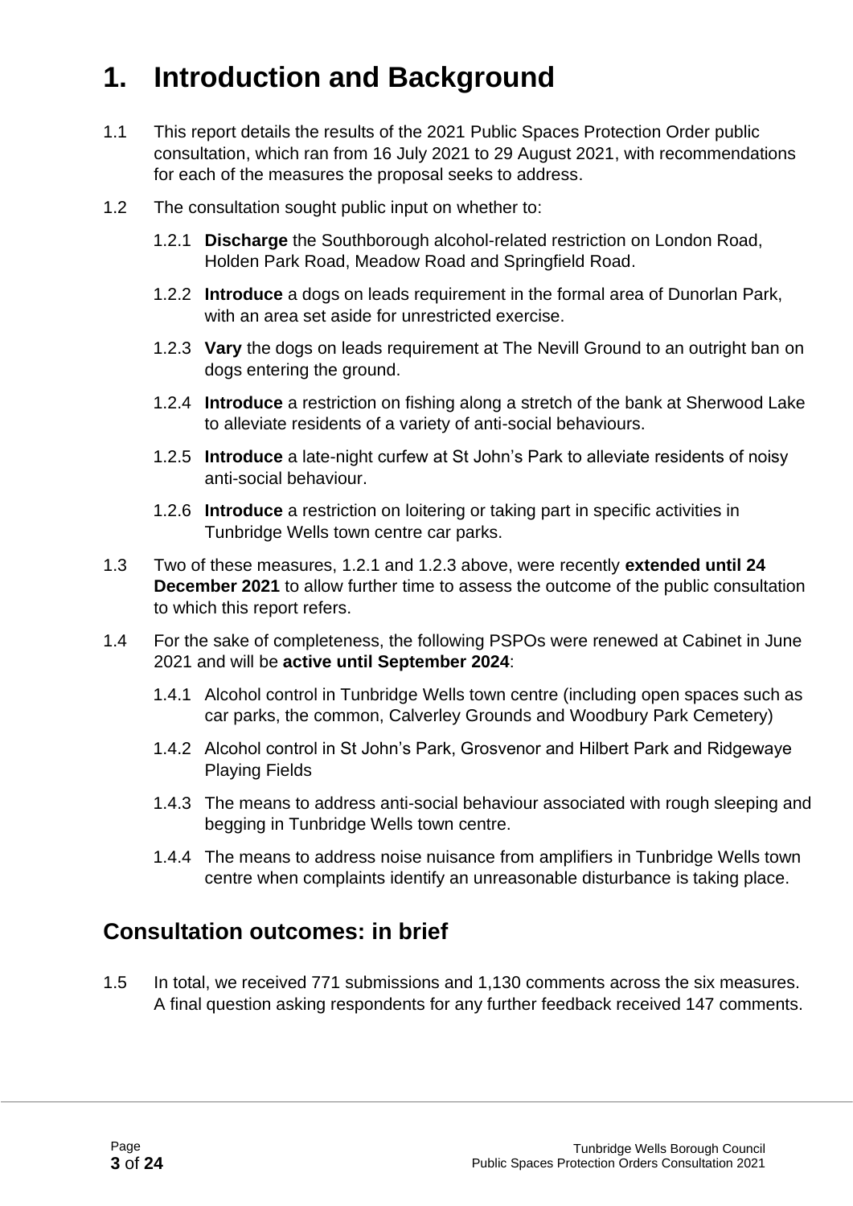# 1. Introduction and Background

1.1 This report details the results of the 2021 Public Spaces Protection Order public consultation, which ran from 16 July 2021 to 29 August 2021, with recommendations for each of the measures the proposal seeks to address.

1.2 The consultation sought public input on whether to:

1.2.1 **Discharge** the Southborough alcohol-related restriction on London Road, Holden Park Road, Meadow Road and Springfield Road.

1.2.2 **Introduce** a dogs on leads requirement in the formal area of Dunorlan Park, with an area set aside for unrestricted exercise.

1.2.3 **Vary** the dogs on leads requirement at The Nevill Ground to an outright ban on dogs entering the ground.

1.2.4 **Introduce** a restriction on fishing along a stretch of the bank at Sherwood Lake to alleviate residents of a variety of anti-social behaviours.

1.2.5 **Introduce** a late-night curfew at St John's Park to alleviate residents of noisy anti-social behaviour.

1.2.6 **Introduce** a restriction on loitering or taking part in specific activities in Tunbridge Wells town centre car parks.

1.3 Two of these measures, 1.2.1 and 1.2.3 above, were recently **extended until 24 December 2021** to allow further time to assess the outcome of the public consultation to which this report refers.

1.4 For the sake of completeness, the following PSPOs were renewed at Cabinet in June 2021 and will be **active until September 2024**:

1.4.1 Alcohol control in Tunbridge Wells town centre (including open spaces such as car parks, the common, Calverley Grounds and Woodbury Park Cemetery)

1.4.2 Alcohol control in St John's Park, Grosvenor and Hilbert Park and Ridgewaye Playing Fields

1.4.3 The means to address anti-social behaviour associated with rough sleeping and begging in Tunbridge Wells town centre.

1.4.4 The means to address noise nuisance from amplifiers in Tunbridge Wells town centre when complaints identify an unreasonable disturbance is taking place.

## Consultation outcomes: in brief

1.5 In total, we received 771 submissions and 1,130 comments across the six measures. A final question asking respondents for any further feedback received 147 comments.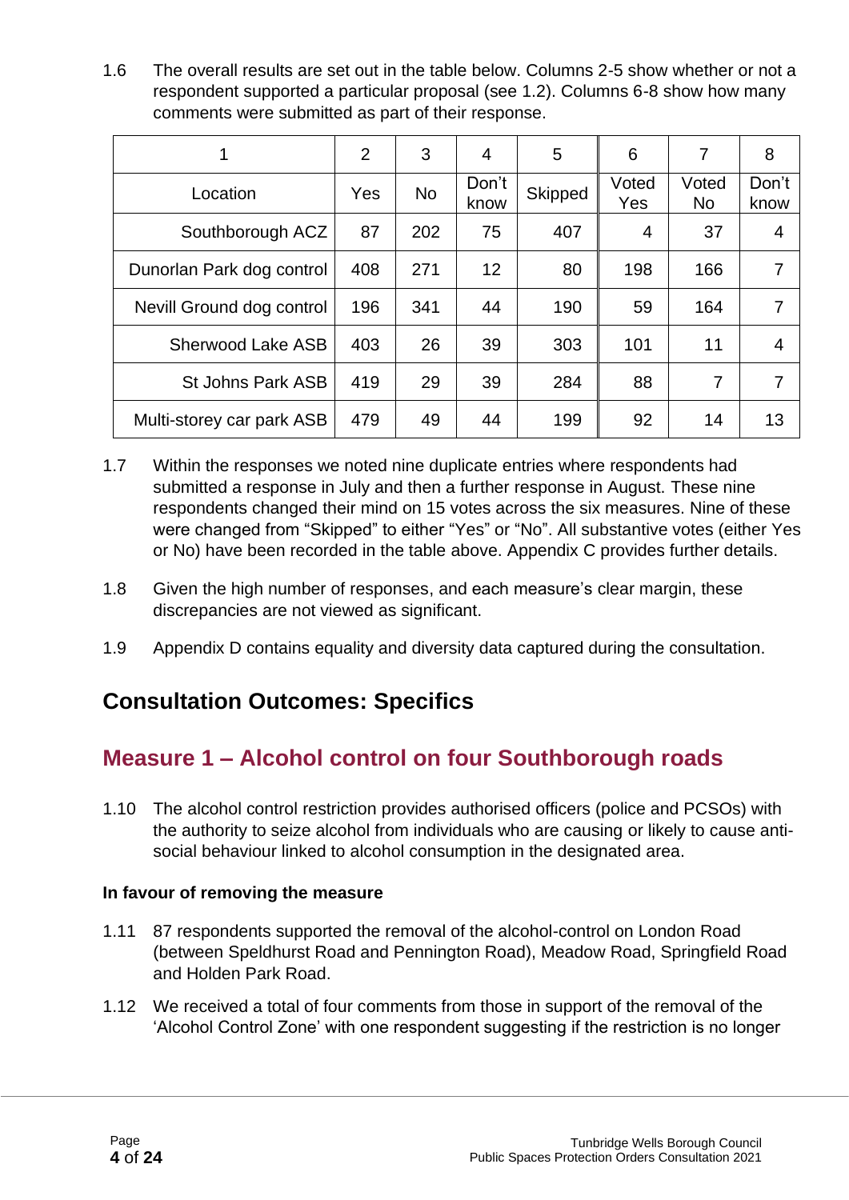1.6 The overall results are set out in the table below. Columns 2-5 show whether or not a respondent supported a particular proposal (see 1.2). Columns 6-8 show how many comments were submitted as part of their response.

| 1 | 2 | 3 | 4 | 5 | 6 | 7 | 8 |
|---|---|---|---|---|---|---|---|
| Location | Yes | No | Don't know | Skipped | Voted Yes | Voted No | Don't know |
| Southborough ACZ | 87 | 202 | 75 | 407 | 4 | 37 | 4 |
| Dunorlan Park dog control | 408 | 271 | 12 | 80 | 198 | 166 | 7 |
| Nevill Ground dog control | 196 | 341 | 44 | 190 | 59 | 164 | 7 |
| Sherwood Lake ASB | 403 | 26 | 39 | 303 | 101 | 11 | 4 |
| St Johns Park ASB | 419 | 29 | 39 | 284 | 88 | 7 | 7 |
| Multi-storey car park ASB | 479 | 49 | 44 | 199 | 92 | 14 | 13 |

1.7 Within the responses we noted nine duplicate entries where respondents had submitted a response in July and then a further response in August. These nine respondents changed their mind on 15 votes across the six measures. Nine of these were changed from "Skipped" to either "Yes" or "No". All substantive votes (either Yes or No) have been recorded in the table above. Appendix C provides further details.

1.8 Given the high number of responses, and each measure's clear margin, these discrepancies are not viewed as significant.

1.9 Appendix D contains equality and diversity data captured during the consultation.

## Consultation Outcomes: Specifics

## Measure 1 – Alcohol control on four Southborough roads

1.10 The alcohol control restriction provides authorised officers (police and PCSOs) with the authority to seize alcohol from individuals who are causing or likely to cause anti-social behaviour linked to alcohol consumption in the designated area.

**In favour of removing the measure**

1.11 87 respondents supported the removal of the alcohol-control on London Road (between Speldhurst Road and Pennington Road), Meadow Road, Springfield Road and Holden Park Road.

1.12 We received a total of four comments from those in support of the removal of the 'Alcohol Control Zone' with one respondent suggesting if the restriction is no longer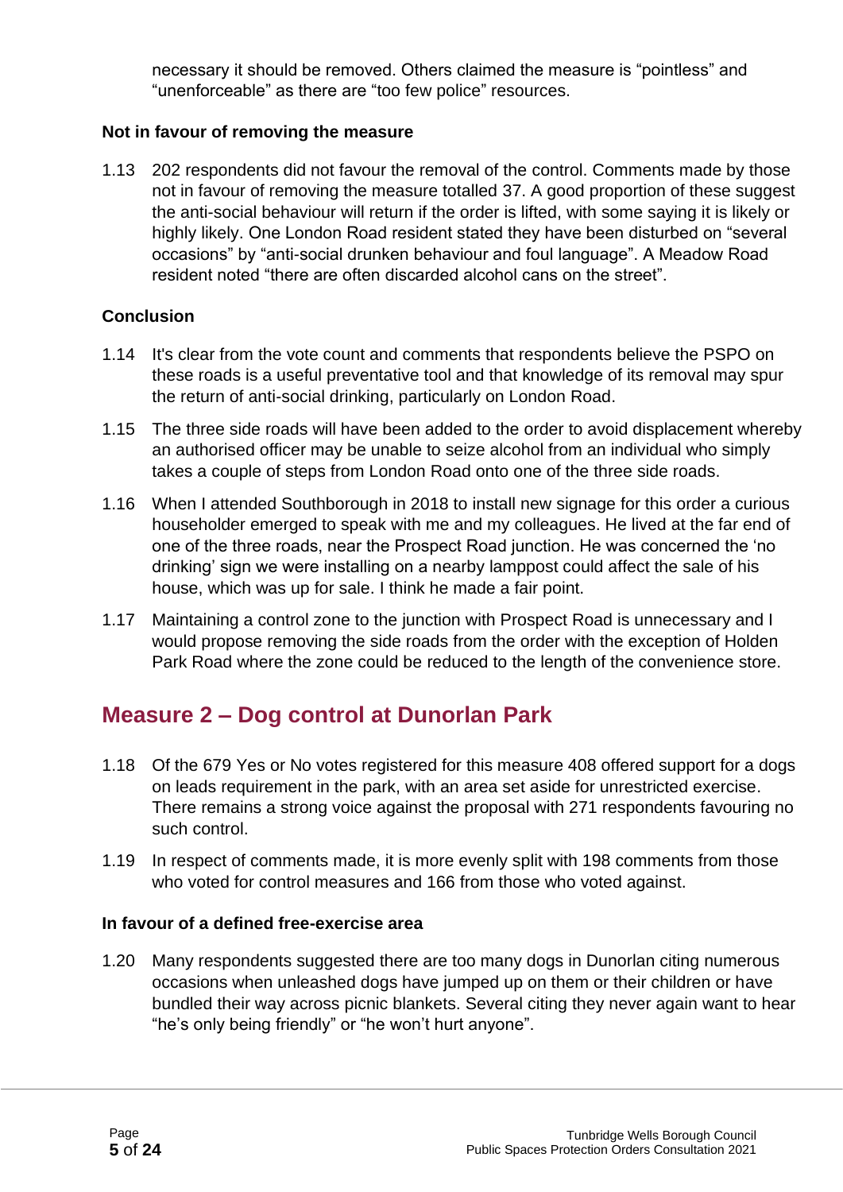necessary it should be removed. Others claimed the measure is "pointless" and "unenforceable" as there are "too few police" resources.

**Not in favour of removing the measure**

1.13 202 respondents did not favour the removal of the control. Comments made by those not in favour of removing the measure totalled 37. A good proportion of these suggest the anti-social behaviour will return if the order is lifted, with some saying it is likely or highly likely. One London Road resident stated they have been disturbed on "several occasions" by "anti-social drunken behaviour and foul language". A Meadow Road resident noted "there are often discarded alcohol cans on the street".

**Conclusion**

1.14 It's clear from the vote count and comments that respondents believe the PSPO on these roads is a useful preventative tool and that knowledge of its removal may spur the return of anti-social drinking, particularly on London Road.

1.15 The three side roads will have been added to the order to avoid displacement whereby an authorised officer may be unable to seize alcohol from an individual who simply takes a couple of steps from London Road onto one of the three side roads.

1.16 When I attended Southborough in 2018 to install new signage for this order a curious householder emerged to speak with me and my colleagues. He lived at the far end of one of the three roads, near the Prospect Road junction. He was concerned the 'no drinking' sign we were installing on a nearby lamppost could affect the sale of his house, which was up for sale. I think he made a fair point.

1.17 Maintaining a control zone to the junction with Prospect Road is unnecessary and I would propose removing the side roads from the order with the exception of Holden Park Road where the zone could be reduced to the length of the convenience store.

## Measure 2 – Dog control at Dunorlan Park

1.18 Of the 679 Yes or No votes registered for this measure 408 offered support for a dogs on leads requirement in the park, with an area set aside for unrestricted exercise. There remains a strong voice against the proposal with 271 respondents favouring no such control.

1.19 In respect of comments made, it is more evenly split with 198 comments from those who voted for control measures and 166 from those who voted against.

**In favour of a defined free-exercise area**

1.20 Many respondents suggested there are too many dogs in Dunorlan citing numerous occasions when unleashed dogs have jumped up on them or their children or have bundled their way across picnic blankets. Several citing they never again want to hear "he's only being friendly" or "he won't hurt anyone".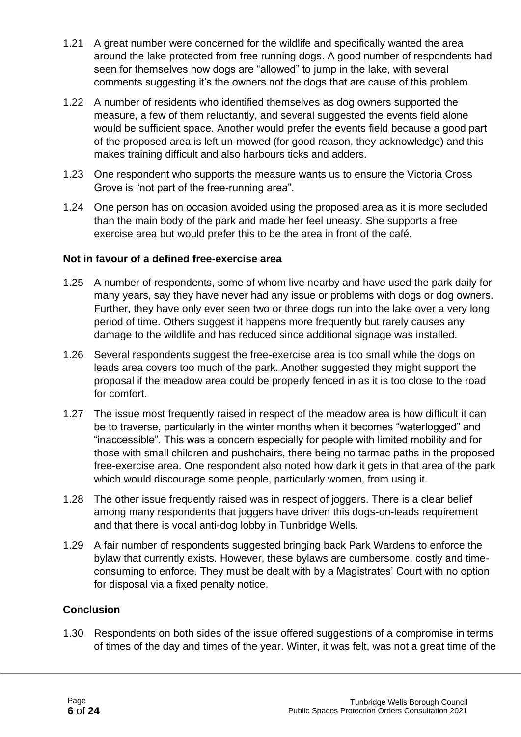1.21 A great number were concerned for the wildlife and specifically wanted the area around the lake protected from free running dogs. A good number of respondents had seen for themselves how dogs are "allowed" to jump in the lake, with several comments suggesting it's the owners not the dogs that are cause of this problem.

1.22 A number of residents who identified themselves as dog owners supported the measure, a few of them reluctantly, and several suggested the events field alone would be sufficient space. Another would prefer the events field because a good part of the proposed area is left un-mowed (for good reason, they acknowledge) and this makes training difficult and also harbours ticks and adders.

1.23 One respondent who supports the measure wants us to ensure the Victoria Cross Grove is "not part of the free-running area".

1.24 One person has on occasion avoided using the proposed area as it is more secluded than the main body of the park and made her feel uneasy. She supports a free exercise area but would prefer this to be the area in front of the café.

**Not in favour of a defined free-exercise area**

1.25 A number of respondents, some of whom live nearby and have used the park daily for many years, say they have never had any issue or problems with dogs or dog owners. Further, they have only ever seen two or three dogs run into the lake over a very long period of time. Others suggest it happens more frequently but rarely causes any damage to the wildlife and has reduced since additional signage was installed.

1.26 Several respondents suggest the free-exercise area is too small while the dogs on leads area covers too much of the park. Another suggested they might support the proposal if the meadow area could be properly fenced in as it is too close to the road for comfort.

1.27 The issue most frequently raised in respect of the meadow area is how difficult it can be to traverse, particularly in the winter months when it becomes "waterlogged" and "inaccessible". This was a concern especially for people with limited mobility and for those with small children and pushchairs, there being no tarmac paths in the proposed free-exercise area. One respondent also noted how dark it gets in that area of the park which would discourage some people, particularly women, from using it.

1.28 The other issue frequently raised was in respect of joggers. There is a clear belief among many respondents that joggers have driven this dogs-on-leads requirement and that there is vocal anti-dog lobby in Tunbridge Wells.

1.29 A fair number of respondents suggested bringing back Park Wardens to enforce the bylaw that currently exists. However, these bylaws are cumbersome, costly and time-consuming to enforce. They must be dealt with by a Magistrates' Court with no option for disposal via a fixed penalty notice.

**Conclusion**

1.30 Respondents on both sides of the issue offered suggestions of a compromise in terms of times of the day and times of the year. Winter, it was felt, was not a great time of the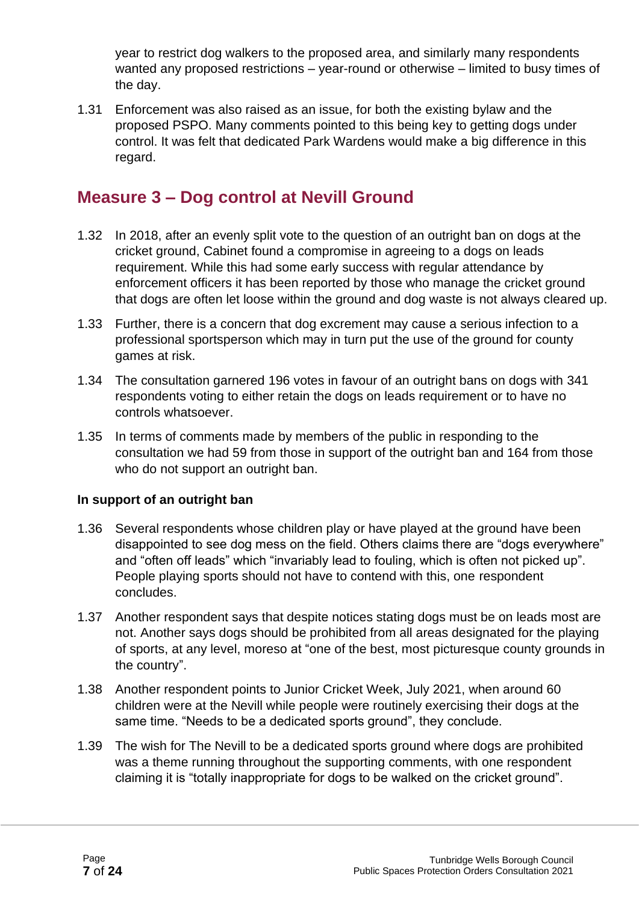year to restrict dog walkers to the proposed area, and similarly many respondents wanted any proposed restrictions – year-round or otherwise – limited to busy times of the day.

1.31 Enforcement was also raised as an issue, for both the existing bylaw and the proposed PSPO. Many comments pointed to this being key to getting dogs under control. It was felt that dedicated Park Wardens would make a big difference in this regard.

## Measure 3 – Dog control at Nevill Ground

1.32 In 2018, after an evenly split vote to the question of an outright ban on dogs at the cricket ground, Cabinet found a compromise in agreeing to a dogs on leads requirement. While this had some early success with regular attendance by enforcement officers it has been reported by those who manage the cricket ground that dogs are often let loose within the ground and dog waste is not always cleared up.

1.33 Further, there is a concern that dog excrement may cause a serious infection to a professional sportsperson which may in turn put the use of the ground for county games at risk.

1.34 The consultation garnered 196 votes in favour of an outright bans on dogs with 341 respondents voting to either retain the dogs on leads requirement or to have no controls whatsoever.

1.35 In terms of comments made by members of the public in responding to the consultation we had 59 from those in support of the outright ban and 164 from those who do not support an outright ban.

**In support of an outright ban**

1.36 Several respondents whose children play or have played at the ground have been disappointed to see dog mess on the field. Others claims there are "dogs everywhere" and "often off leads" which "invariably lead to fouling, which is often not picked up". People playing sports should not have to contend with this, one respondent concludes.

1.37 Another respondent says that despite notices stating dogs must be on leads most are not. Another says dogs should be prohibited from all areas designated for the playing of sports, at any level, moreso at "one of the best, most picturesque county grounds in the country".

1.38 Another respondent points to Junior Cricket Week, July 2021, when around 60 children were at the Nevill while people were routinely exercising their dogs at the same time. "Needs to be a dedicated sports ground", they conclude.

1.39 The wish for The Nevill to be a dedicated sports ground where dogs are prohibited was a theme running throughout the supporting comments, with one respondent claiming it is "totally inappropriate for dogs to be walked on the cricket ground".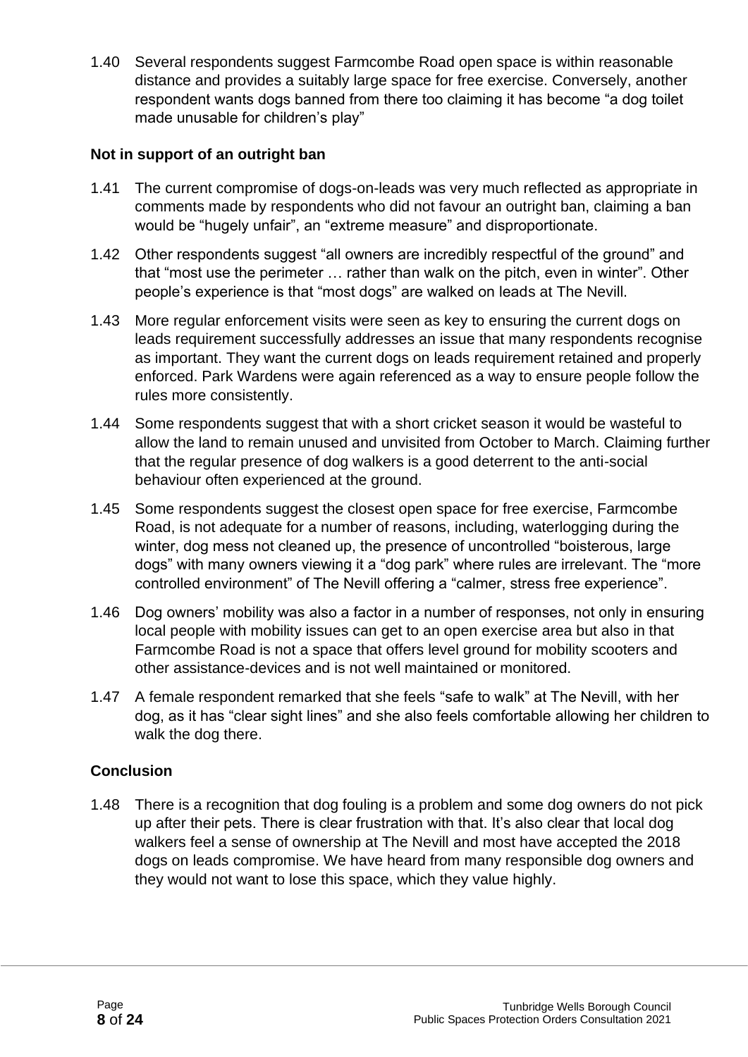1.40 Several respondents suggest Farmcombe Road open space is within reasonable distance and provides a suitably large space for free exercise. Conversely, another respondent wants dogs banned from there too claiming it has become "a dog toilet made unusable for children's play"

**Not in support of an outright ban**

1.41 The current compromise of dogs-on-leads was very much reflected as appropriate in comments made by respondents who did not favour an outright ban, claiming a ban would be "hugely unfair", an "extreme measure" and disproportionate.

1.42 Other respondents suggest "all owners are incredibly respectful of the ground" and that "most use the perimeter … rather than walk on the pitch, even in winter". Other people's experience is that "most dogs" are walked on leads at The Nevill.

1.43 More regular enforcement visits were seen as key to ensuring the current dogs on leads requirement successfully addresses an issue that many respondents recognise as important. They want the current dogs on leads requirement retained and properly enforced. Park Wardens were again referenced as a way to ensure people follow the rules more consistently.

1.44 Some respondents suggest that with a short cricket season it would be wasteful to allow the land to remain unused and unvisited from October to March. Claiming further that the regular presence of dog walkers is a good deterrent to the anti-social behaviour often experienced at the ground.

1.45 Some respondents suggest the closest open space for free exercise, Farmcombe Road, is not adequate for a number of reasons, including, waterlogging during the winter, dog mess not cleaned up, the presence of uncontrolled "boisterous, large dogs" with many owners viewing it a "dog park" where rules are irrelevant. The "more controlled environment" of The Nevill offering a "calmer, stress free experience".

1.46 Dog owners' mobility was also a factor in a number of responses, not only in ensuring local people with mobility issues can get to an open exercise area but also in that Farmcombe Road is not a space that offers level ground for mobility scooters and other assistance-devices and is not well maintained or monitored.

1.47 A female respondent remarked that she feels "safe to walk" at The Nevill, with her dog, as it has "clear sight lines" and she also feels comfortable allowing her children to walk the dog there.

**Conclusion**

1.48 There is a recognition that dog fouling is a problem and some dog owners do not pick up after their pets. There is clear frustration with that. It's also clear that local dog walkers feel a sense of ownership at The Nevill and most have accepted the 2018 dogs on leads compromise. We have heard from many responsible dog owners and they would not want to lose this space, which they value highly.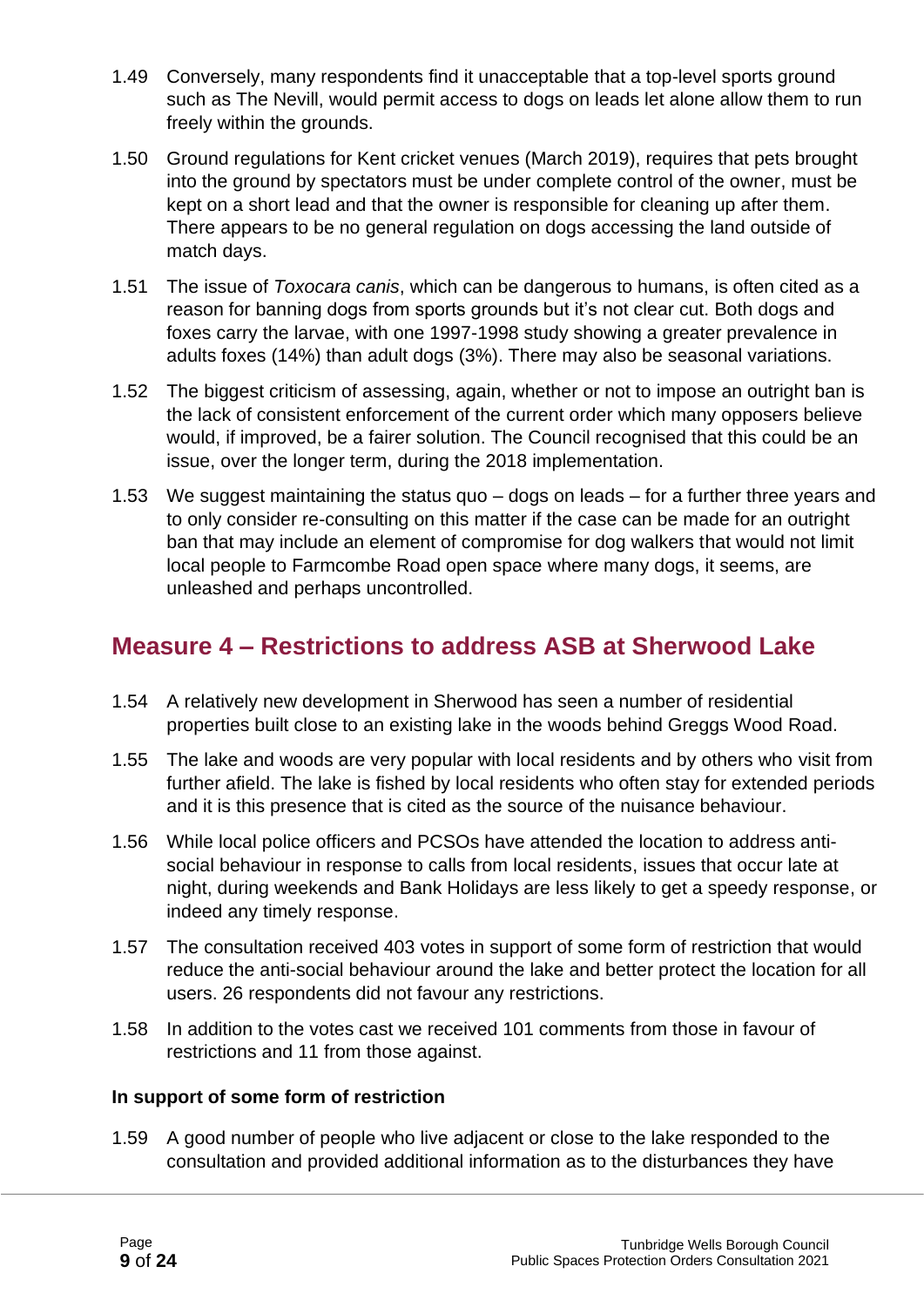1.49 Conversely, many respondents find it unacceptable that a top-level sports ground such as The Nevill, would permit access to dogs on leads let alone allow them to run freely within the grounds.

1.50 Ground regulations for Kent cricket venues (March 2019), requires that pets brought into the ground by spectators must be under complete control of the owner, must be kept on a short lead and that the owner is responsible for cleaning up after them. There appears to be no general regulation on dogs accessing the land outside of match days.

1.51 The issue of *Toxocara canis*, which can be dangerous to humans, is often cited as a reason for banning dogs from sports grounds but it's not clear cut. Both dogs and foxes carry the larvae, with one 1997-1998 study showing a greater prevalence in adults foxes (14%) than adult dogs (3%). There may also be seasonal variations.

1.52 The biggest criticism of assessing, again, whether or not to impose an outright ban is the lack of consistent enforcement of the current order which many opposers believe would, if improved, be a fairer solution. The Council recognised that this could be an issue, over the longer term, during the 2018 implementation.

1.53 We suggest maintaining the status quo – dogs on leads – for a further three years and to only consider re-consulting on this matter if the case can be made for an outright ban that may include an element of compromise for dog walkers that would not limit local people to Farmcombe Road open space where many dogs, it seems, are unleashed and perhaps uncontrolled.

## Measure 4 – Restrictions to address ASB at Sherwood Lake

1.54 A relatively new development in Sherwood has seen a number of residential properties built close to an existing lake in the woods behind Greggs Wood Road.

1.55 The lake and woods are very popular with local residents and by others who visit from further afield. The lake is fished by local residents who often stay for extended periods and it is this presence that is cited as the source of the nuisance behaviour.

1.56 While local police officers and PCSOs have attended the location to address anti-social behaviour in response to calls from local residents, issues that occur late at night, during weekends and Bank Holidays are less likely to get a speedy response, or indeed any timely response.

1.57 The consultation received 403 votes in support of some form of restriction that would reduce the anti-social behaviour around the lake and better protect the location for all users. 26 respondents did not favour any restrictions.

1.58 In addition to the votes cast we received 101 comments from those in favour of restrictions and 11 from those against.

**In support of some form of restriction**

1.59 A good number of people who live adjacent or close to the lake responded to the consultation and provided additional information as to the disturbances they have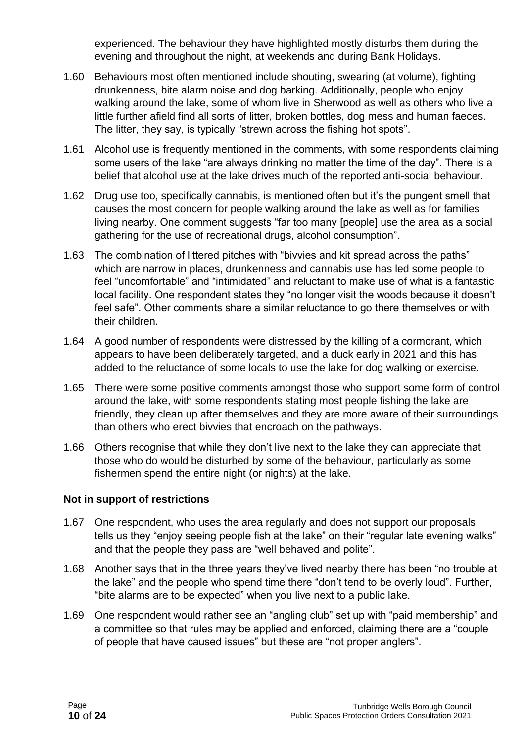experienced. The behaviour they have highlighted mostly disturbs them during the evening and throughout the night, at weekends and during Bank Holidays.

1.60 Behaviours most often mentioned include shouting, swearing (at volume), fighting, drunkenness, bite alarm noise and dog barking. Additionally, people who enjoy walking around the lake, some of whom live in Sherwood as well as others who live a little further afield find all sorts of litter, broken bottles, dog mess and human faeces. The litter, they say, is typically "strewn across the fishing hot spots".

1.61 Alcohol use is frequently mentioned in the comments, with some respondents claiming some users of the lake "are always drinking no matter the time of the day". There is a belief that alcohol use at the lake drives much of the reported anti-social behaviour.

1.62 Drug use too, specifically cannabis, is mentioned often but it's the pungent smell that causes the most concern for people walking around the lake as well as for families living nearby. One comment suggests "far too many [people] use the area as a social gathering for the use of recreational drugs, alcohol consumption".

1.63 The combination of littered pitches with "bivvies and kit spread across the paths" which are narrow in places, drunkenness and cannabis use has led some people to feel "uncomfortable" and "intimidated" and reluctant to make use of what is a fantastic local facility. One respondent states they "no longer visit the woods because it doesn't feel safe". Other comments share a similar reluctance to go there themselves or with their children.

1.64 A good number of respondents were distressed by the killing of a cormorant, which appears to have been deliberately targeted, and a duck early in 2021 and this has added to the reluctance of some locals to use the lake for dog walking or exercise.

1.65 There were some positive comments amongst those who support some form of control around the lake, with some respondents stating most people fishing the lake are friendly, they clean up after themselves and they are more aware of their surroundings than others who erect bivvies that encroach on the pathways.

1.66 Others recognise that while they don't live next to the lake they can appreciate that those who do would be disturbed by some of the behaviour, particularly as some fishermen spend the entire night (or nights) at the lake.

**Not in support of restrictions**

1.67 One respondent, who uses the area regularly and does not support our proposals, tells us they "enjoy seeing people fish at the lake" on their "regular late evening walks" and that the people they pass are "well behaved and polite".

1.68 Another says that in the three years they've lived nearby there has been "no trouble at the lake" and the people who spend time there "don't tend to be overly loud". Further, "bite alarms are to be expected" when you live next to a public lake.

1.69 One respondent would rather see an "angling club" set up with "paid membership" and a committee so that rules may be applied and enforced, claiming there are a "couple of people that have caused issues" but these are "not proper anglers".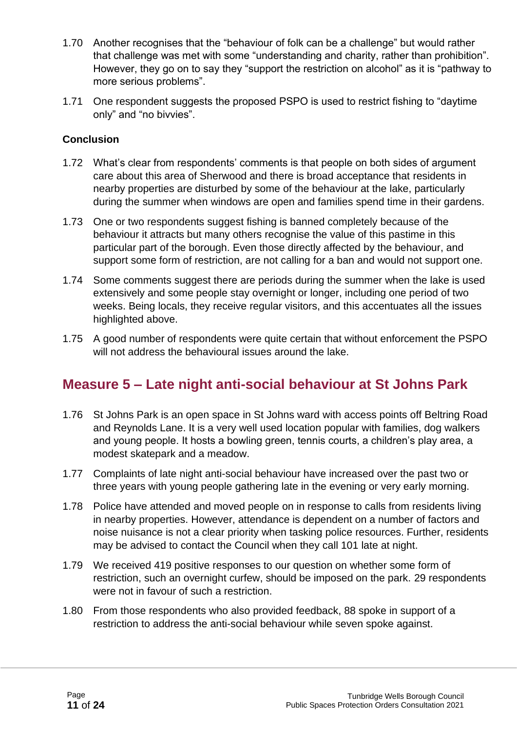1.70 Another recognises that the "behaviour of folk can be a challenge" but would rather that challenge was met with some "understanding and charity, rather than prohibition". However, they go on to say they "support the restriction on alcohol" as it is "pathway to more serious problems".

1.71 One respondent suggests the proposed PSPO is used to restrict fishing to "daytime only" and "no bivvies".

**Conclusion**

1.72 What's clear from respondents' comments is that people on both sides of argument care about this area of Sherwood and there is broad acceptance that residents in nearby properties are disturbed by some of the behaviour at the lake, particularly during the summer when windows are open and families spend time in their gardens.

1.73 One or two respondents suggest fishing is banned completely because of the behaviour it attracts but many others recognise the value of this pastime in this particular part of the borough. Even those directly affected by the behaviour, and support some form of restriction, are not calling for a ban and would not support one.

1.74 Some comments suggest there are periods during the summer when the lake is used extensively and some people stay overnight or longer, including one period of two weeks. Being locals, they receive regular visitors, and this accentuates all the issues highlighted above.

1.75 A good number of respondents were quite certain that without enforcement the PSPO will not address the behavioural issues around the lake.

## Measure 5 – Late night anti-social behaviour at St Johns Park

1.76 St Johns Park is an open space in St Johns ward with access points off Beltring Road and Reynolds Lane. It is a very well used location popular with families, dog walkers and young people. It hosts a bowling green, tennis courts, a children's play area, a modest skatepark and a meadow.

1.77 Complaints of late night anti-social behaviour have increased over the past two or three years with young people gathering late in the evening or very early morning.

1.78 Police have attended and moved people on in response to calls from residents living in nearby properties. However, attendance is dependent on a number of factors and noise nuisance is not a clear priority when tasking police resources. Further, residents may be advised to contact the Council when they call 101 late at night.

1.79 We received 419 positive responses to our question on whether some form of restriction, such an overnight curfew, should be imposed on the park. 29 respondents were not in favour of such a restriction.

1.80 From those respondents who also provided feedback, 88 spoke in support of a restriction to address the anti-social behaviour while seven spoke against.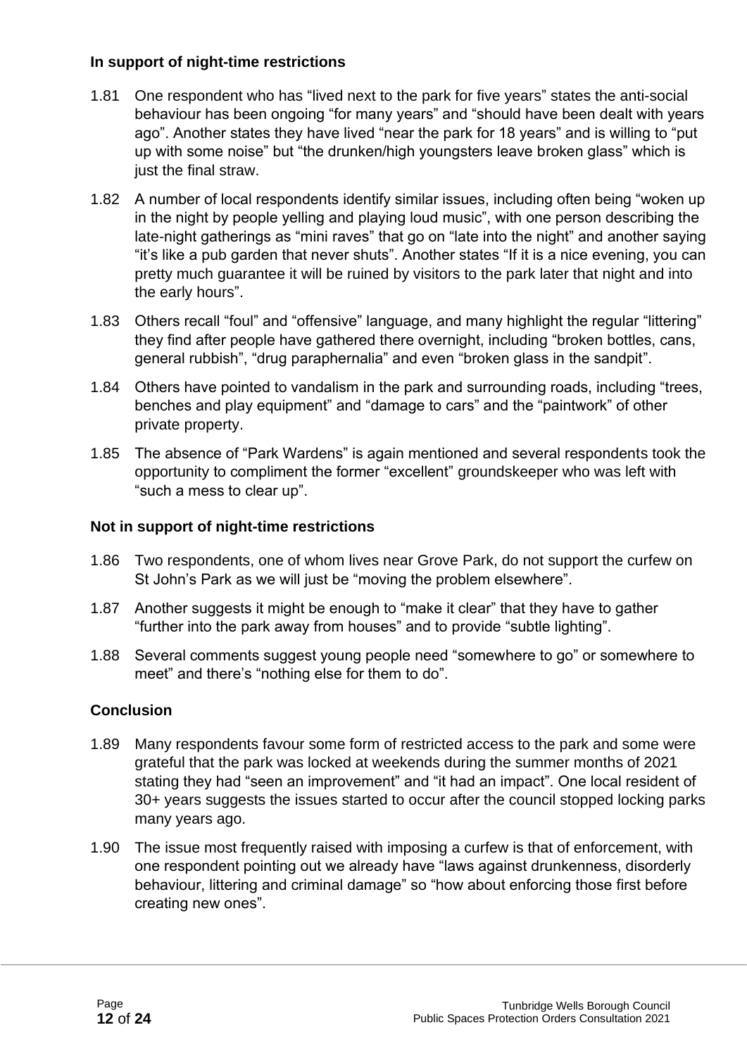### In support of night-time restrictions

1.81 One respondent who has "lived next to the park for five years" states the anti-social behaviour has been ongoing "for many years" and "should have been dealt with years ago". Another states they have lived "near the park for 18 years" and is willing to "put up with some noise" but "the drunken/high youngsters leave broken glass" which is just the final straw.

1.82 A number of local respondents identify similar issues, including often being "woken up in the night by people yelling and playing loud music", with one person describing the late-night gatherings as "mini raves" that go on "late into the night" and another saying "it's like a pub garden that never shuts". Another states "If it is a nice evening, you can pretty much guarantee it will be ruined by visitors to the park later that night and into the early hours".

1.83 Others recall "foul" and "offensive" language, and many highlight the regular "littering" they find after people have gathered there overnight, including "broken bottles, cans, general rubbish", "drug paraphernalia" and even "broken glass in the sandpit".

1.84 Others have pointed to vandalism in the park and surrounding roads, including "trees, benches and play equipment" and "damage to cars" and the "paintwork" of other private property.

1.85 The absence of "Park Wardens" is again mentioned and several respondents took the opportunity to compliment the former "excellent" groundskeeper who was left with "such a mess to clear up".

### Not in support of night-time restrictions

1.86 Two respondents, one of whom lives near Grove Park, do not support the curfew on St John's Park as we will just be "moving the problem elsewhere".

1.87 Another suggests it might be enough to "make it clear" that they have to gather "further into the park away from houses" and to provide "subtle lighting".

1.88 Several comments suggest young people need "somewhere to go" or somewhere to meet" and there's "nothing else for them to do".

### Conclusion

1.89 Many respondents favour some form of restricted access to the park and some were grateful that the park was locked at weekends during the summer months of 2021 stating they had "seen an improvement" and "it had an impact". One local resident of 30+ years suggests the issues started to occur after the council stopped locking parks many years ago.

1.90 The issue most frequently raised with imposing a curfew is that of enforcement, with one respondent pointing out we already have "laws against drunkenness, disorderly behaviour, littering and criminal damage" so "how about enforcing those first before creating new ones".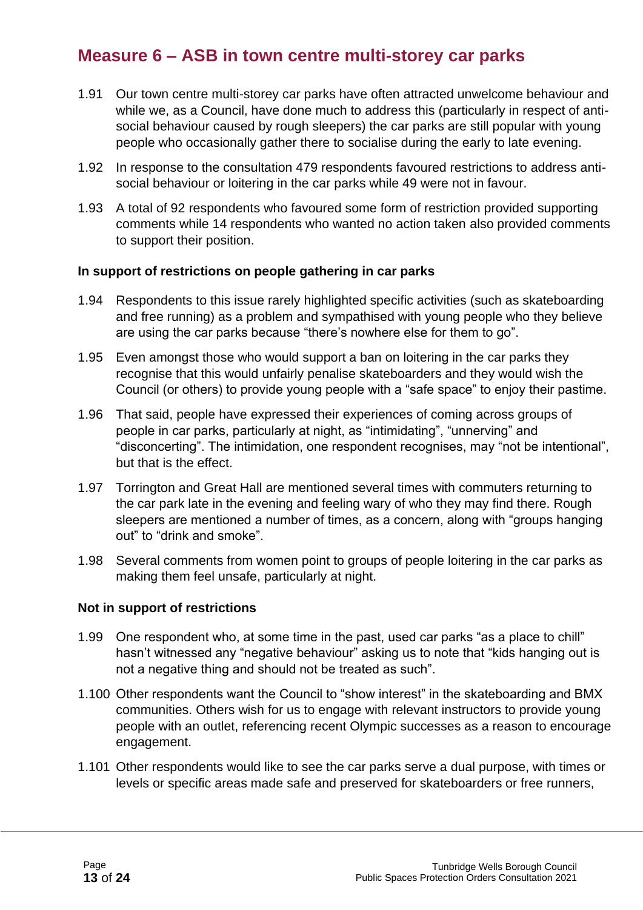## Measure 6 – ASB in town centre multi-storey car parks

1.91 Our town centre multi-storey car parks have often attracted unwelcome behaviour and while we, as a Council, have done much to address this (particularly in respect of anti-social behaviour caused by rough sleepers) the car parks are still popular with young people who occasionally gather there to socialise during the early to late evening.

1.92 In response to the consultation 479 respondents favoured restrictions to address anti-social behaviour or loitering in the car parks while 49 were not in favour.

1.93 A total of 92 respondents who favoured some form of restriction provided supporting comments while 14 respondents who wanted no action taken also provided comments to support their position.

**In support of restrictions on people gathering in car parks**

1.94 Respondents to this issue rarely highlighted specific activities (such as skateboarding and free running) as a problem and sympathised with young people who they believe are using the car parks because "there's nowhere else for them to go".

1.95 Even amongst those who would support a ban on loitering in the car parks they recognise that this would unfairly penalise skateboarders and they would wish the Council (or others) to provide young people with a "safe space" to enjoy their pastime.

1.96 That said, people have expressed their experiences of coming across groups of people in car parks, particularly at night, as "intimidating", "unnerving" and "disconcerting". The intimidation, one respondent recognises, may "not be intentional", but that is the effect.

1.97 Torrington and Great Hall are mentioned several times with commuters returning to the car park late in the evening and feeling wary of who they may find there. Rough sleepers are mentioned a number of times, as a concern, along with "groups hanging out" to "drink and smoke".

1.98 Several comments from women point to groups of people loitering in the car parks as making them feel unsafe, particularly at night.

**Not in support of restrictions**

1.99 One respondent who, at some time in the past, used car parks "as a place to chill" hasn't witnessed any "negative behaviour" asking us to note that "kids hanging out is not a negative thing and should not be treated as such".

1.100 Other respondents want the Council to "show interest" in the skateboarding and BMX communities. Others wish for us to engage with relevant instructors to provide young people with an outlet, referencing recent Olympic successes as a reason to encourage engagement.

1.101 Other respondents would like to see the car parks serve a dual purpose, with times or levels or specific areas made safe and preserved for skateboarders or free runners,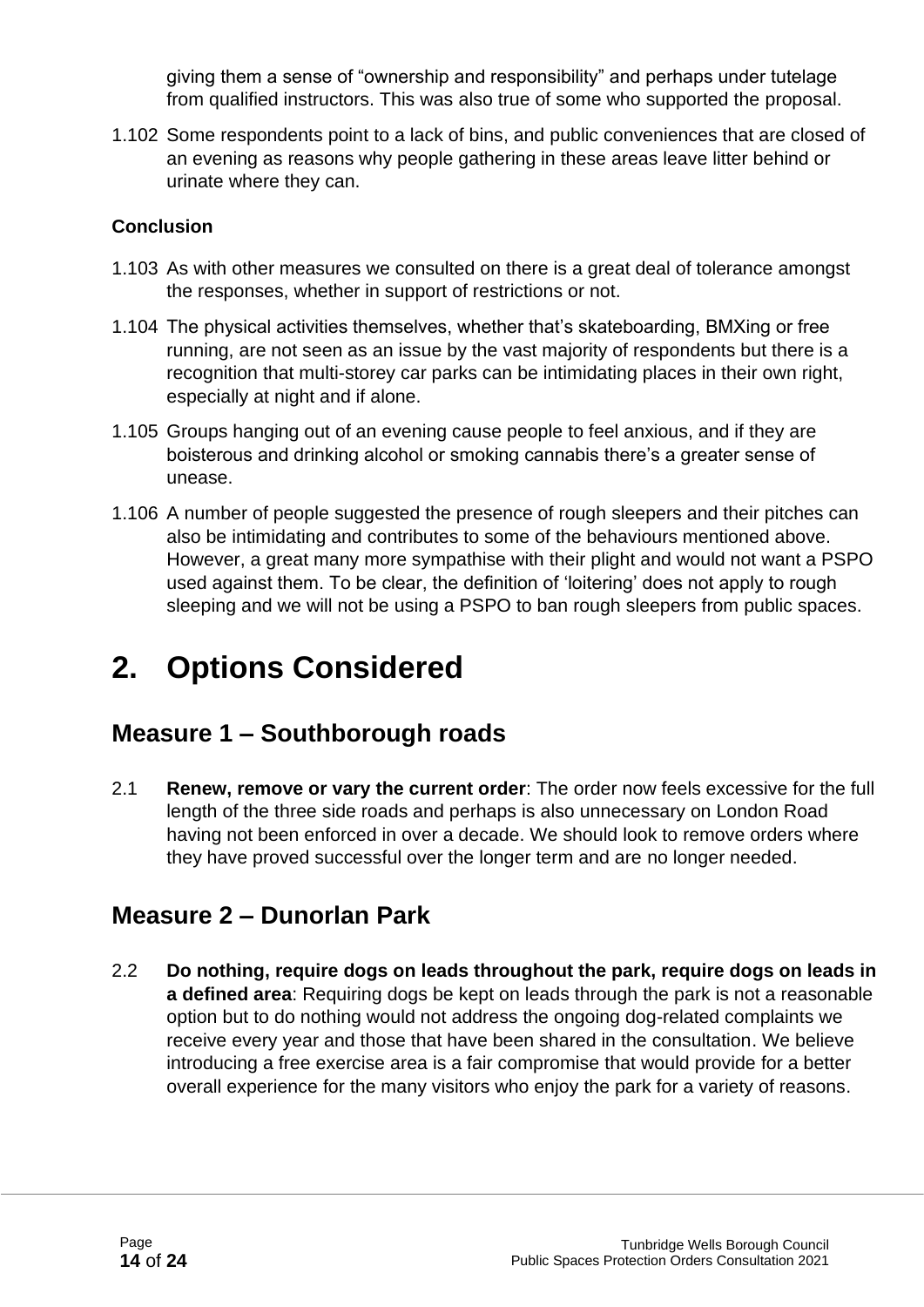giving them a sense of “ownership and responsibility” and perhaps under tutelage from qualified instructors. This was also true of some who supported the proposal.

1.102 Some respondents point to a lack of bins, and public conveniences that are closed of an evening as reasons why people gathering in these areas leave litter behind or urinate where they can.

**Conclusion**

1.103 As with other measures we consulted on there is a great deal of tolerance amongst the responses, whether in support of restrictions or not.

1.104 The physical activities themselves, whether that’s skateboarding, BMXing or free running, are not seen as an issue by the vast majority of respondents but there is a recognition that multi-storey car parks can be intimidating places in their own right, especially at night and if alone.

1.105 Groups hanging out of an evening cause people to feel anxious, and if they are boisterous and drinking alcohol or smoking cannabis there’s a greater sense of unease.

1.106 A number of people suggested the presence of rough sleepers and their pitches can also be intimidating and contributes to some of the behaviours mentioned above. However, a great many more sympathise with their plight and would not want a PSPO used against them. To be clear, the definition of ‘loitering’ does not apply to rough sleeping and we will not be using a PSPO to ban rough sleepers from public spaces.

# 2. Options Considered

## Measure 1 – Southborough roads

2.1 **Renew, remove or vary the current order**: The order now feels excessive for the full length of the three side roads and perhaps is also unnecessary on London Road having not been enforced in over a decade. We should look to remove orders where they have proved successful over the longer term and are no longer needed.

## Measure 2 – Dunorlan Park

2.2 **Do nothing, require dogs on leads throughout the park, require dogs on leads in a defined area**: Requiring dogs be kept on leads through the park is not a reasonable option but to do nothing would not address the ongoing dog-related complaints we receive every year and those that have been shared in the consultation. We believe introducing a free exercise area is a fair compromise that would provide for a better overall experience for the many visitors who enjoy the park for a variety of reasons.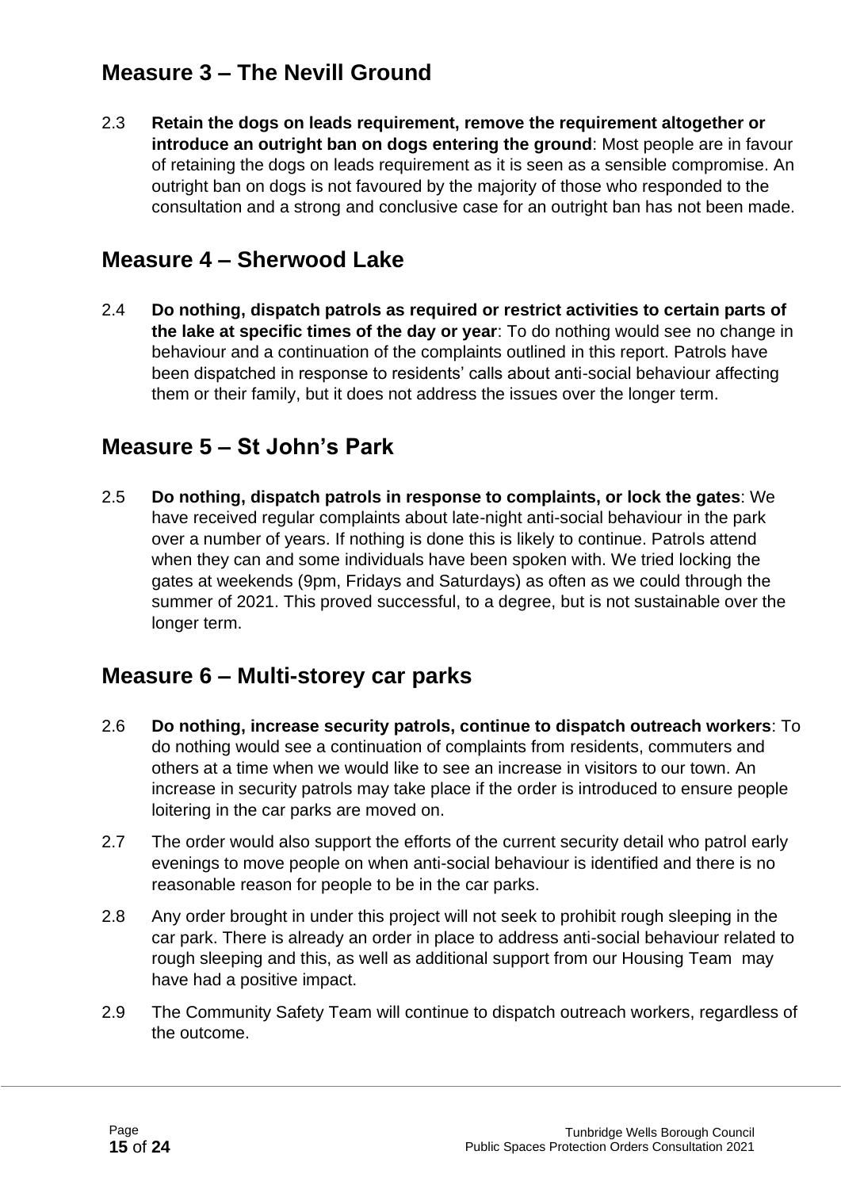## Measure 3 – The Nevill Ground

2.3 **Retain the dogs on leads requirement, remove the requirement altogether or introduce an outright ban on dogs entering the ground**: Most people are in favour of retaining the dogs on leads requirement as it is seen as a sensible compromise. An outright ban on dogs is not favoured by the majority of those who responded to the consultation and a strong and conclusive case for an outright ban has not been made.

## Measure 4 – Sherwood Lake

2.4 **Do nothing, dispatch patrols as required or restrict activities to certain parts of the lake at specific times of the day or year**: To do nothing would see no change in behaviour and a continuation of the complaints outlined in this report. Patrols have been dispatched in response to residents' calls about anti-social behaviour affecting them or their family, but it does not address the issues over the longer term.

## Measure 5 – St John's Park

2.5 **Do nothing, dispatch patrols in response to complaints, or lock the gates**: We have received regular complaints about late-night anti-social behaviour in the park over a number of years. If nothing is done this is likely to continue. Patrols attend when they can and some individuals have been spoken with. We tried locking the gates at weekends (9pm, Fridays and Saturdays) as often as we could through the summer of 2021. This proved successful, to a degree, but is not sustainable over the longer term.

## Measure 6 – Multi-storey car parks

2.6 **Do nothing, increase security patrols, continue to dispatch outreach workers**: To do nothing would see a continuation of complaints from residents, commuters and others at a time when we would like to see an increase in visitors to our town. An increase in security patrols may take place if the order is introduced to ensure people loitering in the car parks are moved on.

2.7 The order would also support the efforts of the current security detail who patrol early evenings to move people on when anti-social behaviour is identified and there is no reasonable reason for people to be in the car parks.

2.8 Any order brought in under this project will not seek to prohibit rough sleeping in the car park. There is already an order in place to address anti-social behaviour related to rough sleeping and this, as well as additional support from our Housing Team may have had a positive impact.

2.9 The Community Safety Team will continue to dispatch outreach workers, regardless of the outcome.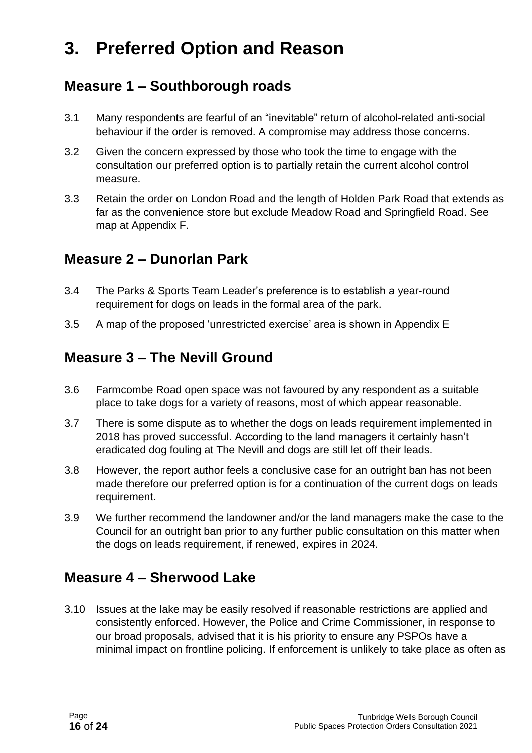# 3. Preferred Option and Reason

## Measure 1 – Southborough roads

3.1 Many respondents are fearful of an "inevitable" return of alcohol-related anti-social behaviour if the order is removed. A compromise may address those concerns.

3.2 Given the concern expressed by those who took the time to engage with the consultation our preferred option is to partially retain the current alcohol control measure.

3.3 Retain the order on London Road and the length of Holden Park Road that extends as far as the convenience store but exclude Meadow Road and Springfield Road. See map at Appendix F.

## Measure 2 – Dunorlan Park

3.4 The Parks & Sports Team Leader's preference is to establish a year-round requirement for dogs on leads in the formal area of the park.

3.5 A map of the proposed 'unrestricted exercise' area is shown in Appendix E

## Measure 3 – The Nevill Ground

3.6 Farmcombe Road open space was not favoured by any respondent as a suitable place to take dogs for a variety of reasons, most of which appear reasonable.

3.7 There is some dispute as to whether the dogs on leads requirement implemented in 2018 has proved successful. According to the land managers it certainly hasn't eradicated dog fouling at The Nevill and dogs are still let off their leads.

3.8 However, the report author feels a conclusive case for an outright ban has not been made therefore our preferred option is for a continuation of the current dogs on leads requirement.

3.9 We further recommend the landowner and/or the land managers make the case to the Council for an outright ban prior to any further public consultation on this matter when the dogs on leads requirement, if renewed, expires in 2024.

## Measure 4 – Sherwood Lake

3.10 Issues at the lake may be easily resolved if reasonable restrictions are applied and consistently enforced. However, the Police and Crime Commissioner, in response to our broad proposals, advised that it is his priority to ensure any PSPOs have a minimal impact on frontline policing. If enforcement is unlikely to take place as often as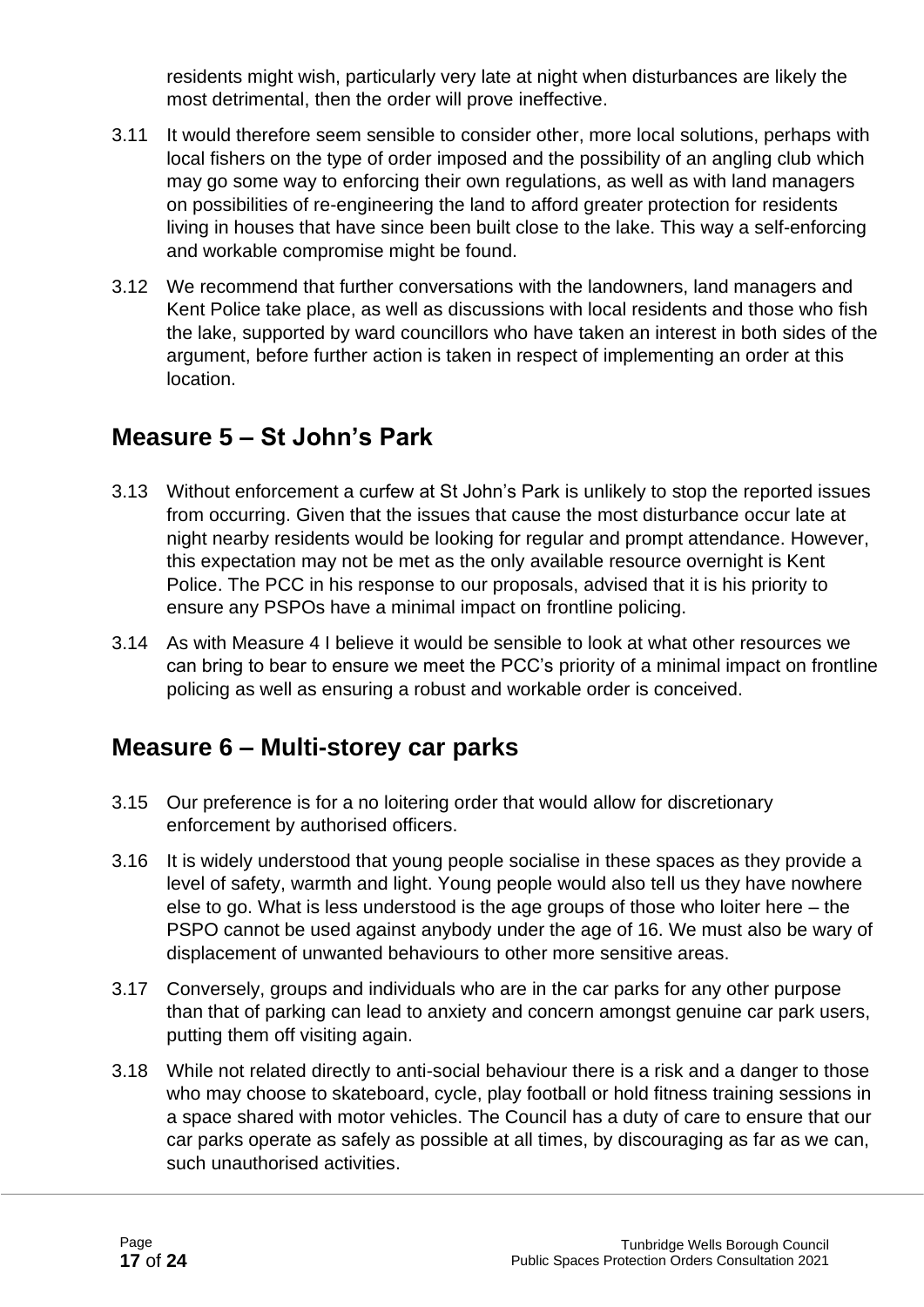residents might wish, particularly very late at night when disturbances are likely the most detrimental, then the order will prove ineffective.

3.11 It would therefore seem sensible to consider other, more local solutions, perhaps with local fishers on the type of order imposed and the possibility of an angling club which may go some way to enforcing their own regulations, as well as with land managers on possibilities of re-engineering the land to afford greater protection for residents living in houses that have since been built close to the lake. This way a self-enforcing and workable compromise might be found.

3.12 We recommend that further conversations with the landowners, land managers and Kent Police take place, as well as discussions with local residents and those who fish the lake, supported by ward councillors who have taken an interest in both sides of the argument, before further action is taken in respect of implementing an order at this location.

## Measure 5 – St John's Park

3.13 Without enforcement a curfew at St John's Park is unlikely to stop the reported issues from occurring. Given that the issues that cause the most disturbance occur late at night nearby residents would be looking for regular and prompt attendance. However, this expectation may not be met as the only available resource overnight is Kent Police. The PCC in his response to our proposals, advised that it is his priority to ensure any PSPOs have a minimal impact on frontline policing.

3.14 As with Measure 4 I believe it would be sensible to look at what other resources we can bring to bear to ensure we meet the PCC's priority of a minimal impact on frontline policing as well as ensuring a robust and workable order is conceived.

## Measure 6 – Multi-storey car parks

3.15 Our preference is for a no loitering order that would allow for discretionary enforcement by authorised officers.

3.16 It is widely understood that young people socialise in these spaces as they provide a level of safety, warmth and light. Young people would also tell us they have nowhere else to go. What is less understood is the age groups of those who loiter here – the PSPO cannot be used against anybody under the age of 16. We must also be wary of displacement of unwanted behaviours to other more sensitive areas.

3.17 Conversely, groups and individuals who are in the car parks for any other purpose than that of parking can lead to anxiety and concern amongst genuine car park users, putting them off visiting again.

3.18 While not related directly to anti-social behaviour there is a risk and a danger to those who may choose to skateboard, cycle, play football or hold fitness training sessions in a space shared with motor vehicles. The Council has a duty of care to ensure that our car parks operate as safely as possible at all times, by discouraging as far as we can, such unauthorised activities.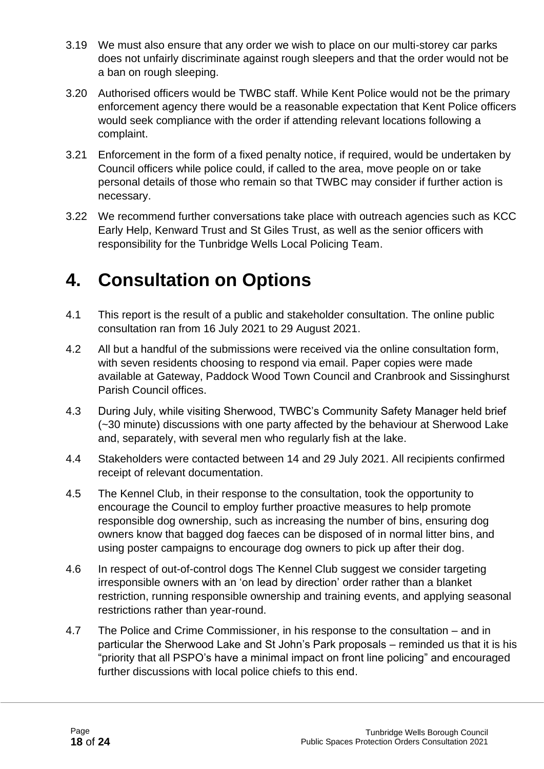3.19 We must also ensure that any order we wish to place on our multi-storey car parks does not unfairly discriminate against rough sleepers and that the order would not be a ban on rough sleeping.

3.20 Authorised officers would be TWBC staff. While Kent Police would not be the primary enforcement agency there would be a reasonable expectation that Kent Police officers would seek compliance with the order if attending relevant locations following a complaint.

3.21 Enforcement in the form of a fixed penalty notice, if required, would be undertaken by Council officers while police could, if called to the area, move people on or take personal details of those who remain so that TWBC may consider if further action is necessary.

3.22 We recommend further conversations take place with outreach agencies such as KCC Early Help, Kenward Trust and St Giles Trust, as well as the senior officers with responsibility for the Tunbridge Wells Local Policing Team.

# 4. Consultation on Options

4.1 This report is the result of a public and stakeholder consultation. The online public consultation ran from 16 July 2021 to 29 August 2021.

4.2 All but a handful of the submissions were received via the online consultation form, with seven residents choosing to respond via email. Paper copies were made available at Gateway, Paddock Wood Town Council and Cranbrook and Sissinghurst Parish Council offices.

4.3 During July, while visiting Sherwood, TWBC's Community Safety Manager held brief (~30 minute) discussions with one party affected by the behaviour at Sherwood Lake and, separately, with several men who regularly fish at the lake.

4.4 Stakeholders were contacted between 14 and 29 July 2021. All recipients confirmed receipt of relevant documentation.

4.5 The Kennel Club, in their response to the consultation, took the opportunity to encourage the Council to employ further proactive measures to help promote responsible dog ownership, such as increasing the number of bins, ensuring dog owners know that bagged dog faeces can be disposed of in normal litter bins, and using poster campaigns to encourage dog owners to pick up after their dog.

4.6 In respect of out-of-control dogs The Kennel Club suggest we consider targeting irresponsible owners with an 'on lead by direction' order rather than a blanket restriction, running responsible ownership and training events, and applying seasonal restrictions rather than year-round.

4.7 The Police and Crime Commissioner, in his response to the consultation – and in particular the Sherwood Lake and St John's Park proposals – reminded us that it is his "priority that all PSPO's have a minimal impact on front line policing" and encouraged further discussions with local police chiefs to this end.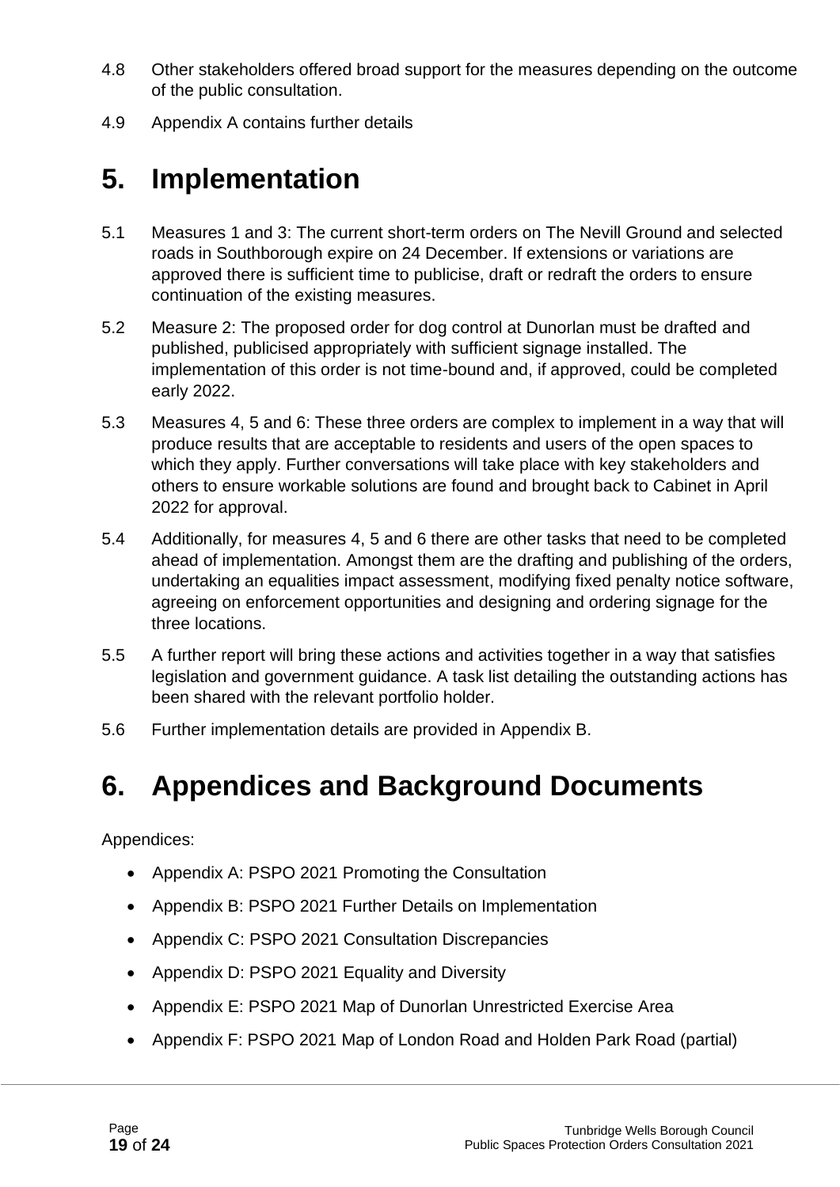4.8 Other stakeholders offered broad support for the measures depending on the outcome of the public consultation.

4.9 Appendix A contains further details

# 5. Implementation

5.1 Measures 1 and 3: The current short-term orders on The Nevill Ground and selected roads in Southborough expire on 24 December. If extensions or variations are approved there is sufficient time to publicise, draft or redraft the orders to ensure continuation of the existing measures.

5.2 Measure 2: The proposed order for dog control at Dunorlan must be drafted and published, publicised appropriately with sufficient signage installed. The implementation of this order is not time-bound and, if approved, could be completed early 2022.

5.3 Measures 4, 5 and 6: These three orders are complex to implement in a way that will produce results that are acceptable to residents and users of the open spaces to which they apply. Further conversations will take place with key stakeholders and others to ensure workable solutions are found and brought back to Cabinet in April 2022 for approval.

5.4 Additionally, for measures 4, 5 and 6 there are other tasks that need to be completed ahead of implementation. Amongst them are the drafting and publishing of the orders, undertaking an equalities impact assessment, modifying fixed penalty notice software, agreeing on enforcement opportunities and designing and ordering signage for the three locations.

5.5 A further report will bring these actions and activities together in a way that satisfies legislation and government guidance. A task list detailing the outstanding actions has been shared with the relevant portfolio holder.

5.6 Further implementation details are provided in Appendix B.

# 6. Appendices and Background Documents

Appendices:

- Appendix A: PSPO 2021 Promoting the Consultation
- Appendix B: PSPO 2021 Further Details on Implementation
- Appendix C: PSPO 2021 Consultation Discrepancies
- Appendix D: PSPO 2021 Equality and Diversity
- Appendix E: PSPO 2021 Map of Dunorlan Unrestricted Exercise Area
- Appendix F: PSPO 2021 Map of London Road and Holden Park Road (partial)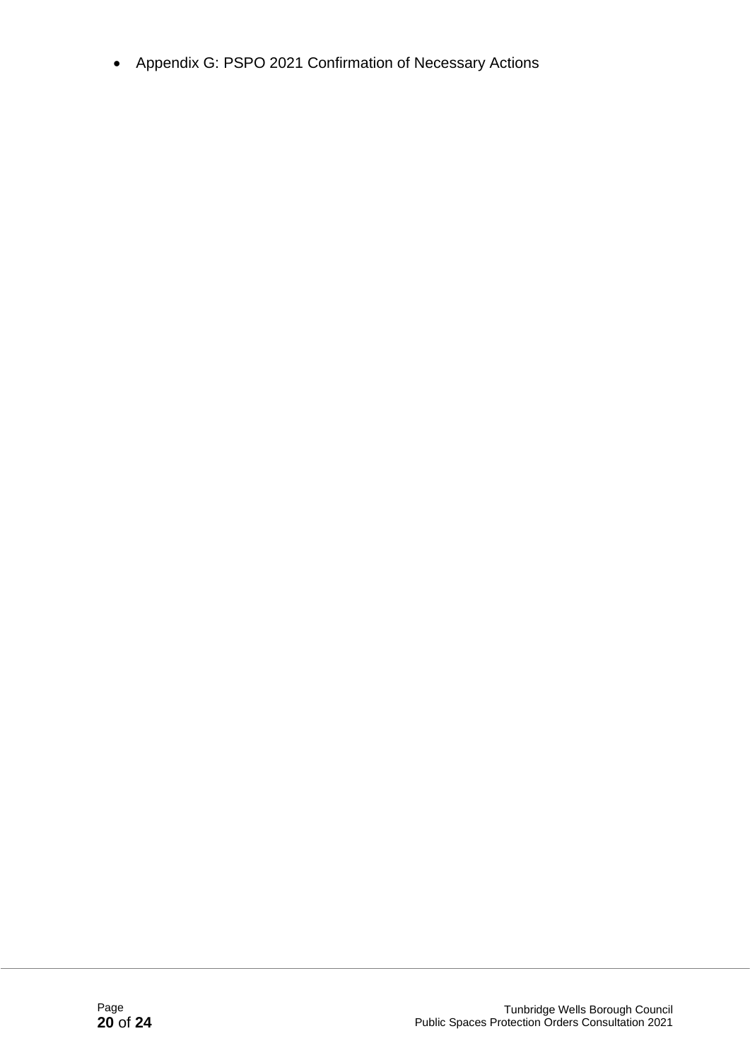- Appendix G: PSPO 2021 Confirmation of Necessary Actions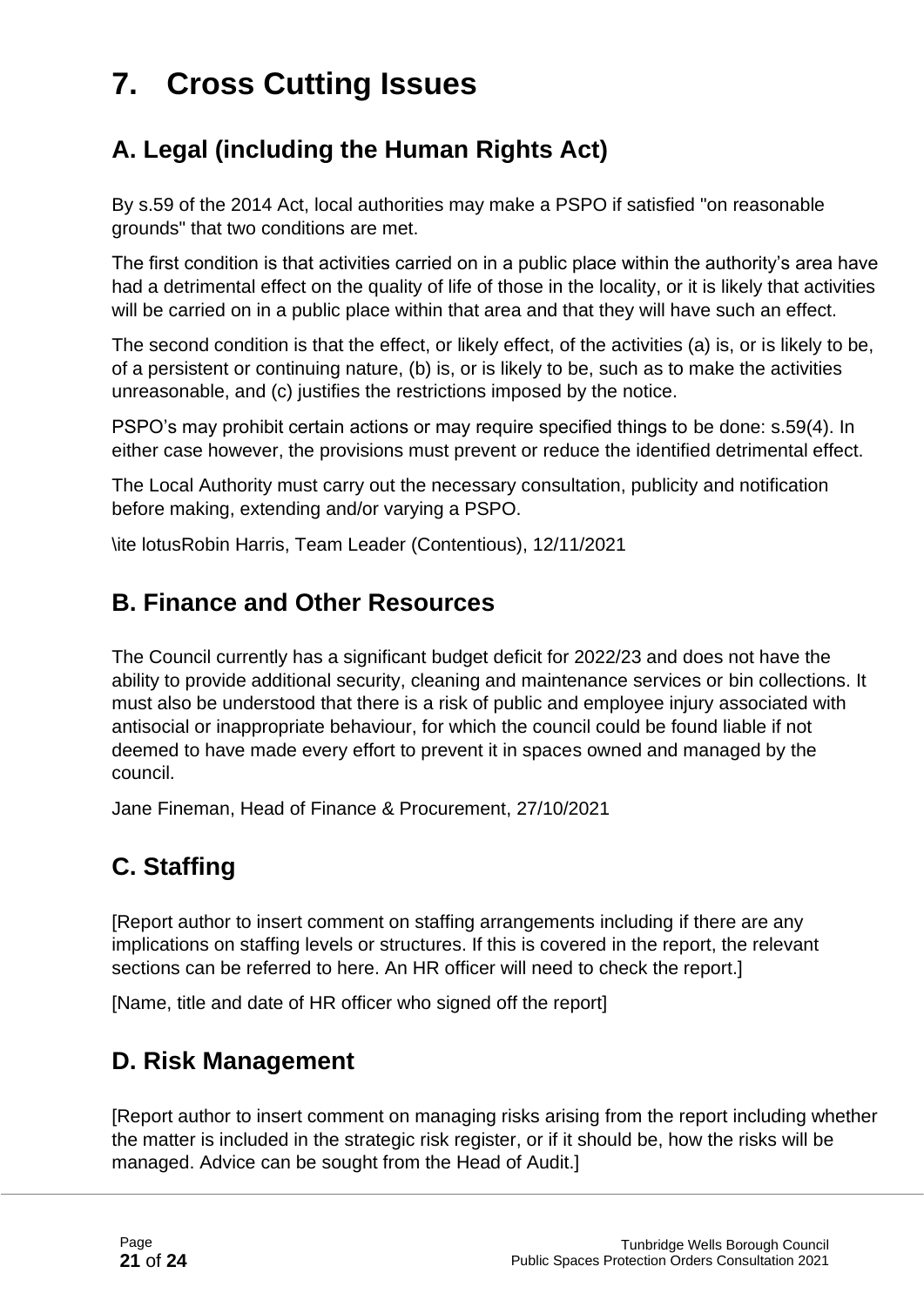# 7. Cross Cutting Issues

## A. Legal (including the Human Rights Act)

By s.59 of the 2014 Act, local authorities may make a PSPO if satisfied "on reasonable grounds" that two conditions are met.

The first condition is that activities carried on in a public place within the authority's area have had a detrimental effect on the quality of life of those in the locality, or it is likely that activities will be carried on in a public place within that area and that they will have such an effect.

The second condition is that the effect, or likely effect, of the activities (a) is, or is likely to be, of a persistent or continuing nature, (b) is, or is likely to be, such as to make the activities unreasonable, and (c) justifies the restrictions imposed by the notice.

PSPO's may prohibit certain actions or may require specified things to be done: s.59(4). In either case however, the provisions must prevent or reduce the identified detrimental effect.

The Local Authority must carry out the necessary consultation, publicity and notification before making, extending and/or varying a PSPO.

\ite lotusRobin Harris, Team Leader (Contentious), 12/11/2021

## B. Finance and Other Resources

The Council currently has a significant budget deficit for 2022/23 and does not have the ability to provide additional security, cleaning and maintenance services or bin collections. It must also be understood that there is a risk of public and employee injury associated with antisocial or inappropriate behaviour, for which the council could be found liable if not deemed to have made every effort to prevent it in spaces owned and managed by the council.

Jane Fineman, Head of Finance & Procurement, 27/10/2021

## C. Staffing

[Report author to insert comment on staffing arrangements including if there are any implications on staffing levels or structures. If this is covered in the report, the relevant sections can be referred to here. An HR officer will need to check the report.]

[Name, title and date of HR officer who signed off the report]

## D. Risk Management

[Report author to insert comment on managing risks arising from the report including whether the matter is included in the strategic risk register, or if it should be, how the risks will be managed. Advice can be sought from the Head of Audit.]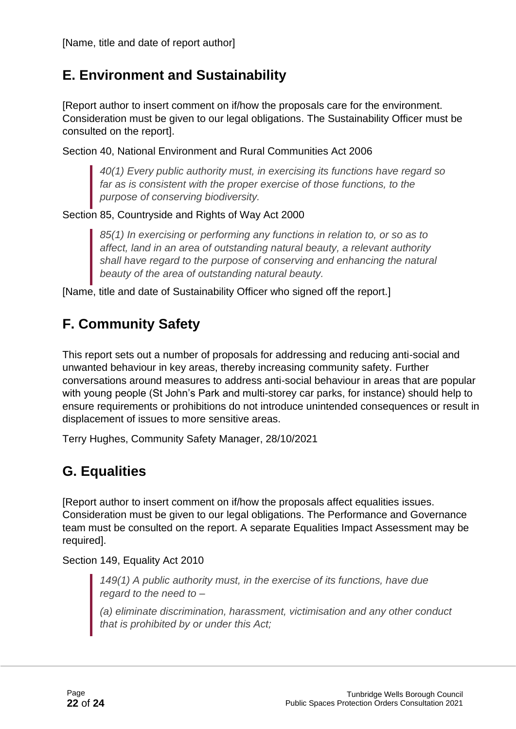[Name, title and date of report author]

## E. Environment and Sustainability

[Report author to insert comment on if/how the proposals care for the environment. Consideration must be given to our legal obligations. The Sustainability Officer must be consulted on the report].

Section 40, National Environment and Rural Communities Act 2006

> *40(1) Every public authority must, in exercising its functions have regard so far as is consistent with the proper exercise of those functions, to the purpose of conserving biodiversity.*

Section 85, Countryside and Rights of Way Act 2000

> *85(1) In exercising or performing any functions in relation to, or so as to affect, land in an area of outstanding natural beauty, a relevant authority shall have regard to the purpose of conserving and enhancing the natural beauty of the area of outstanding natural beauty.*

[Name, title and date of Sustainability Officer who signed off the report.]

## F. Community Safety

This report sets out a number of proposals for addressing and reducing anti-social and unwanted behaviour in key areas, thereby increasing community safety. Further conversations around measures to address anti-social behaviour in areas that are popular with young people (St John's Park and multi-storey car parks, for instance) should help to ensure requirements or prohibitions do not introduce unintended consequences or result in displacement of issues to more sensitive areas.

Terry Hughes, Community Safety Manager, 28/10/2021

## G. Equalities

[Report author to insert comment on if/how the proposals affect equalities issues. Consideration must be given to our legal obligations. The Performance and Governance team must be consulted on the report. A separate Equalities Impact Assessment may be required].

Section 149, Equality Act 2010

> *149(1) A public authority must, in the exercise of its functions, have due regard to the need to –*
>
> *(a) eliminate discrimination, harassment, victimisation and any other conduct that is prohibited by or under this Act;*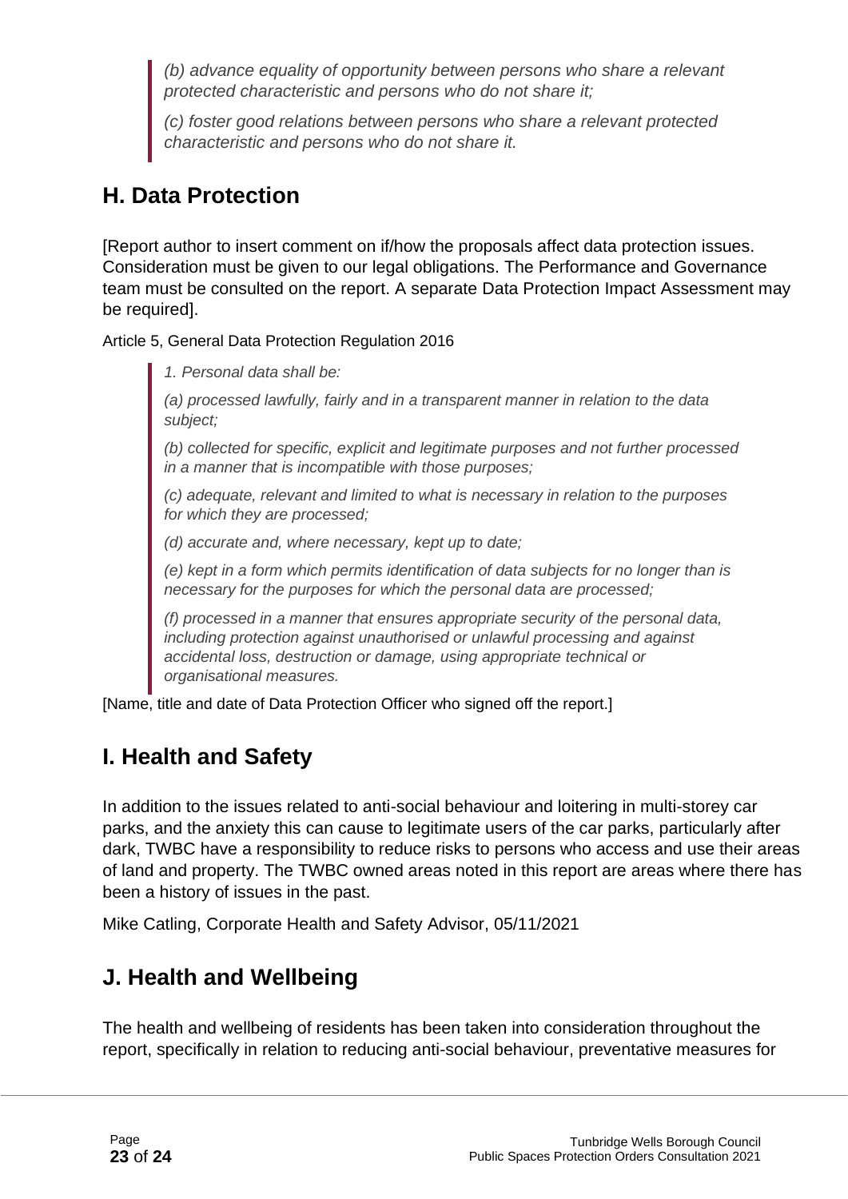> *(b) advance equality of opportunity between persons who share a relevant protected characteristic and persons who do not share it;*
>
> *(c) foster good relations between persons who share a relevant protected characteristic and persons who do not share it.*

## H. Data Protection

[Report author to insert comment on if/how the proposals affect data protection issues. Consideration must be given to our legal obligations. The Performance and Governance team must be consulted on the report. A separate Data Protection Impact Assessment may be required].

Article 5, General Data Protection Regulation 2016

> *1. Personal data shall be:*
>
> *(a) processed lawfully, fairly and in a transparent manner in relation to the data subject;*
>
> *(b) collected for specific, explicit and legitimate purposes and not further processed in a manner that is incompatible with those purposes;*
>
> *(c) adequate, relevant and limited to what is necessary in relation to the purposes for which they are processed;*
>
> *(d) accurate and, where necessary, kept up to date;*
>
> *(e) kept in a form which permits identification of data subjects for no longer than is necessary for the purposes for which the personal data are processed;*
>
> *(f) processed in a manner that ensures appropriate security of the personal data, including protection against unauthorised or unlawful processing and against accidental loss, destruction or damage, using appropriate technical or organisational measures.*

[Name, title and date of Data Protection Officer who signed off the report.]

## I. Health and Safety

In addition to the issues related to anti-social behaviour and loitering in multi-storey car parks, and the anxiety this can cause to legitimate users of the car parks, particularly after dark, TWBC have a responsibility to reduce risks to persons who access and use their areas of land and property. The TWBC owned areas noted in this report are areas where there has been a history of issues in the past.

Mike Catling, Corporate Health and Safety Advisor, 05/11/2021

## J. Health and Wellbeing

The health and wellbeing of residents has been taken into consideration throughout the report, specifically in relation to reducing anti-social behaviour, preventative measures for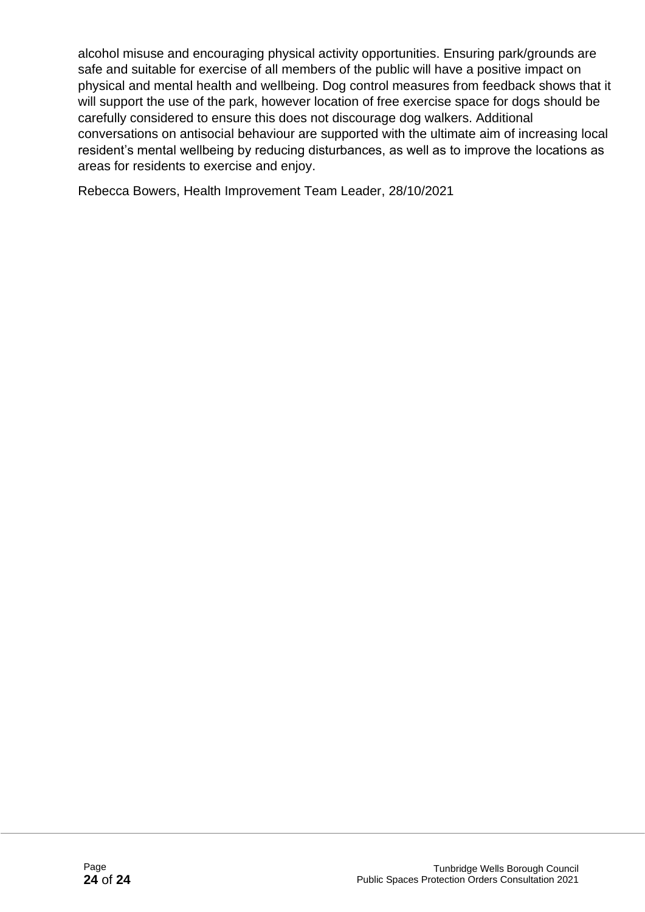alcohol misuse and encouraging physical activity opportunities. Ensuring park/grounds are safe and suitable for exercise of all members of the public will have a positive impact on physical and mental health and wellbeing. Dog control measures from feedback shows that it will support the use of the park, however location of free exercise space for dogs should be carefully considered to ensure this does not discourage dog walkers. Additional conversations on antisocial behaviour are supported with the ultimate aim of increasing local resident's mental wellbeing by reducing disturbances, as well as to improve the locations as areas for residents to exercise and enjoy.

Rebecca Bowers, Health Improvement Team Leader, 28/10/2021